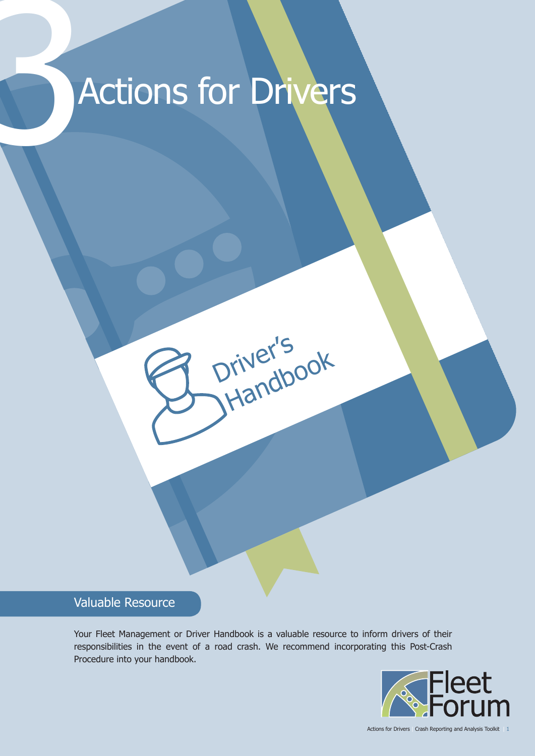# 3 Actions for Drivers

Driver's Handbook

## Valuable Resource

Your Fleet Management or Driver Handbook is a valuable resource to inform drivers of their responsibilities in the event of a road crash. We recommend incorporating this Post-Crash Procedure into your handbook.

Fleet Forum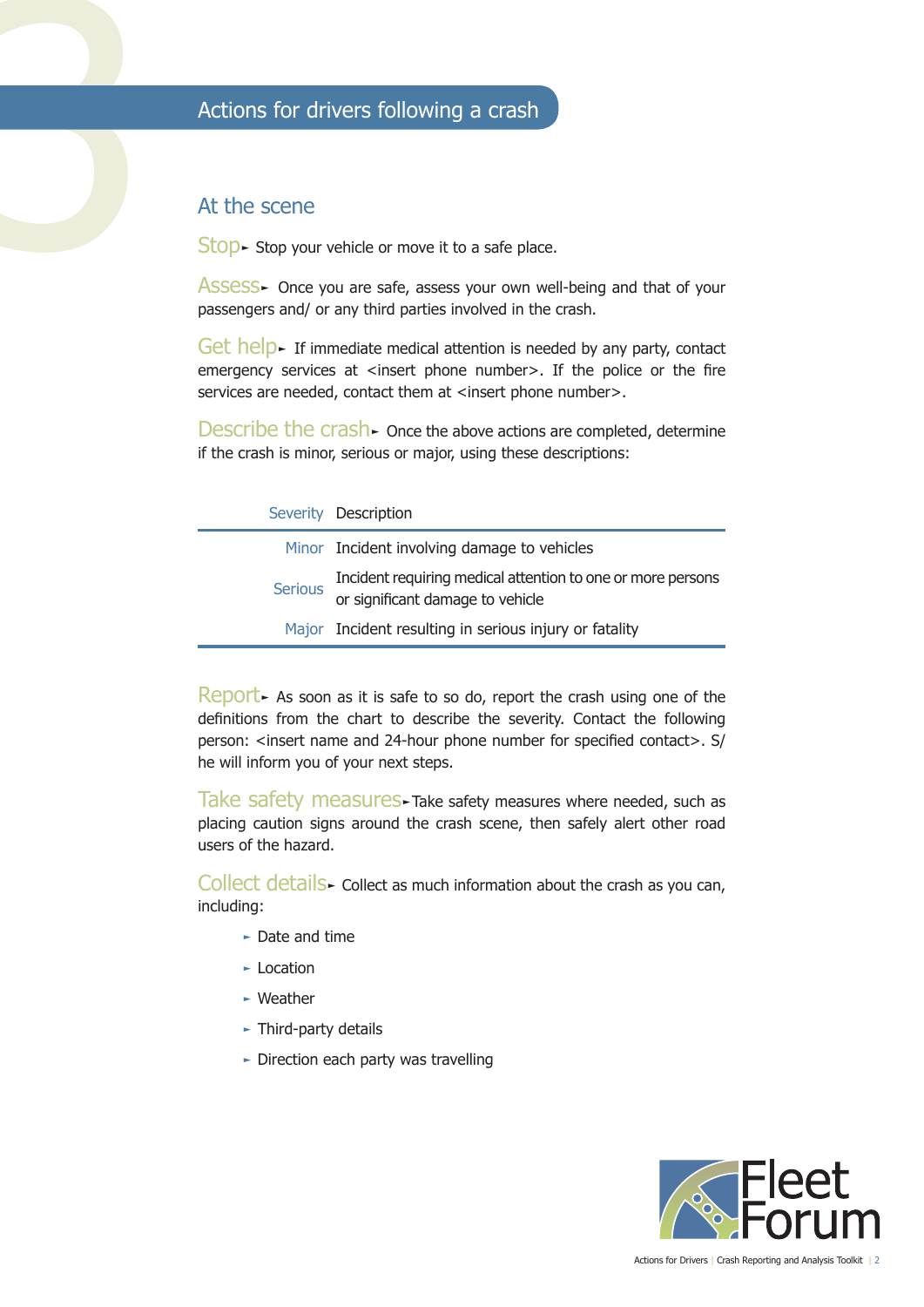# Actions for drivers following a crash

## At the scene

**Stop** ► Stop your vehicle or move it to a safe place.

**Assess** ► Once you are safe, assess your own well-being and that of your passengers and/ or any third parties involved in the crash.

**Get help** ► If immediate medical attention is needed by any party, contact emergency services at <insert phone number>. If the police or the fire services are needed, contact them at <insert phone number>.

**Describe the crash** ► Once the above actions are completed, determine if the crash is minor, serious or major, using these descriptions:

| Severity | Description |
|---|---|
| Minor | Incident involving damage to vehicles |
| Serious | Incident requiring medical attention to one or more persons or significant damage to vehicle |
| Major | Incident resulting in serious injury or fatality |

**Report** ► As soon as it is safe to so do, report the crash using one of the definitions from the chart to describe the severity. Contact the following person: <insert name and 24-hour phone number for specified contact>. S/ he will inform you of your next steps.

**Take safety measures** ► Take safety measures where needed, such as placing caution signs around the crash scene, then safely alert other road users of the hazard.

**Collect details** ► Collect as much information about the crash as you can, including:

- Date and time
- Location
- Weather
- Third-party details
- Direction each party was travelling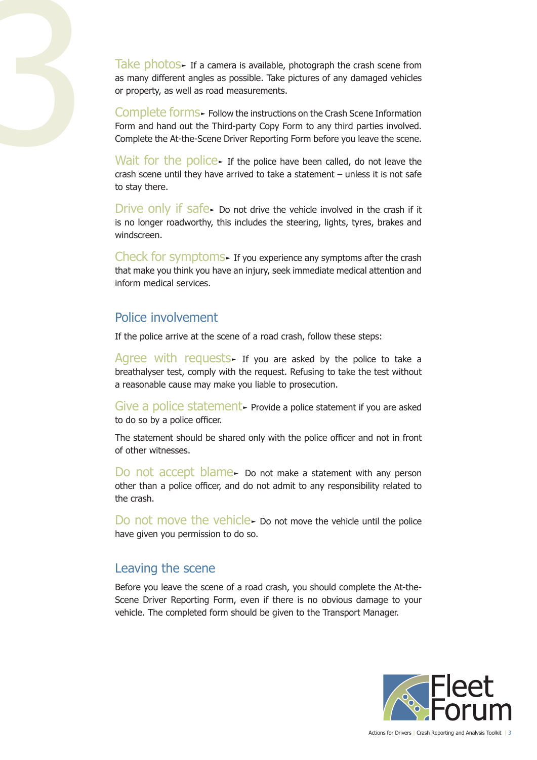**Take photos►** If a camera is available, photograph the crash scene from as many different angles as possible. Take pictures of any damaged vehicles or property, as well as road measurements.

**Complete forms►** Follow the instructions on the Crash Scene Information Form and hand out the Third-party Copy Form to any third parties involved. Complete the At-the-Scene Driver Reporting Form before you leave the scene.

**Wait for the police►** If the police have been called, do not leave the crash scene until they have arrived to take a statement – unless it is not safe to stay there.

**Drive only if safe►** Do not drive the vehicle involved in the crash if it is no longer roadworthy, this includes the steering, lights, tyres, brakes and windscreen.

**Check for symptoms►** If you experience any symptoms after the crash that make you think you have an injury, seek immediate medical attention and inform medical services.

## Police involvement

If the police arrive at the scene of a road crash, follow these steps:

**Agree with requests►** If you are asked by the police to take a breathalyser test, comply with the request. Refusing to take the test without a reasonable cause may make you liable to prosecution.

**Give a police statement►** Provide a police statement if you are asked to do so by a police officer.

The statement should be shared only with the police officer and not in front of other witnesses.

**Do not accept blame►** Do not make a statement with any person other than a police officer, and do not admit to any responsibility related to the crash.

**Do not move the vehicle►** Do not move the vehicle until the police have given you permission to do so.

## Leaving the scene

Before you leave the scene of a road crash, you should complete the At-the-Scene Driver Reporting Form, even if there is no obvious damage to your vehicle. The completed form should be given to the Transport Manager.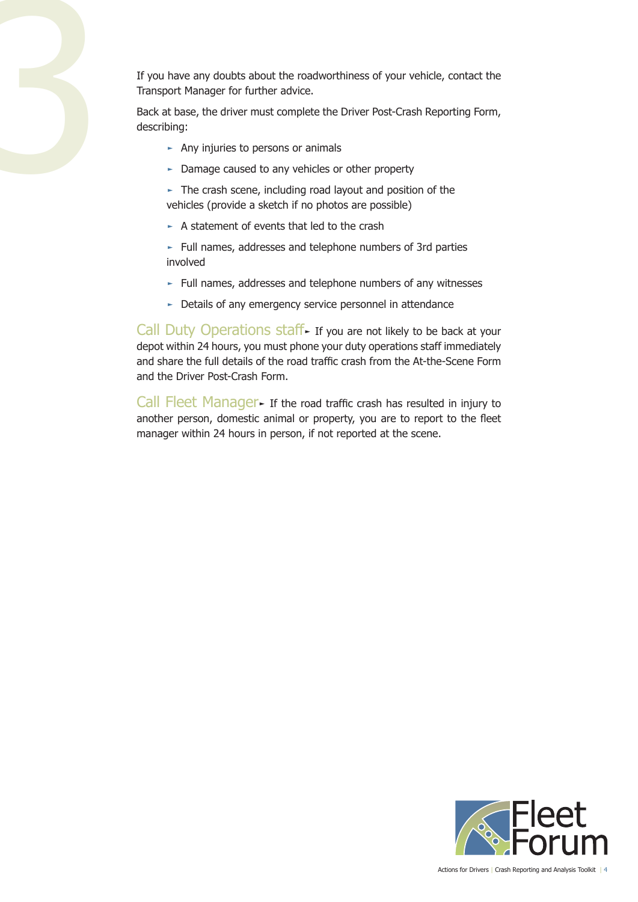If you have any doubts about the roadworthiness of your vehicle, contact the Transport Manager for further advice.

Back at base, the driver must complete the Driver Post-Crash Reporting Form, describing:

- Any injuries to persons or animals
- Damage caused to any vehicles or other property
- The crash scene, including road layout and position of the vehicles (provide a sketch if no photos are possible)
- A statement of events that led to the crash
- Full names, addresses and telephone numbers of 3rd parties involved
- Full names, addresses and telephone numbers of any witnesses
- Details of any emergency service personnel in attendance

**Call Duty Operations staff** ► If you are not likely to be back at your depot within 24 hours, you must phone your duty operations staff immediately and share the full details of the road traffic crash from the At-the-Scene Form and the Driver Post-Crash Form.

**Call Fleet Manager** ► If the road traffic crash has resulted in injury to another person, domestic animal or property, you are to report to the fleet manager within 24 hours in person, if not reported at the scene.